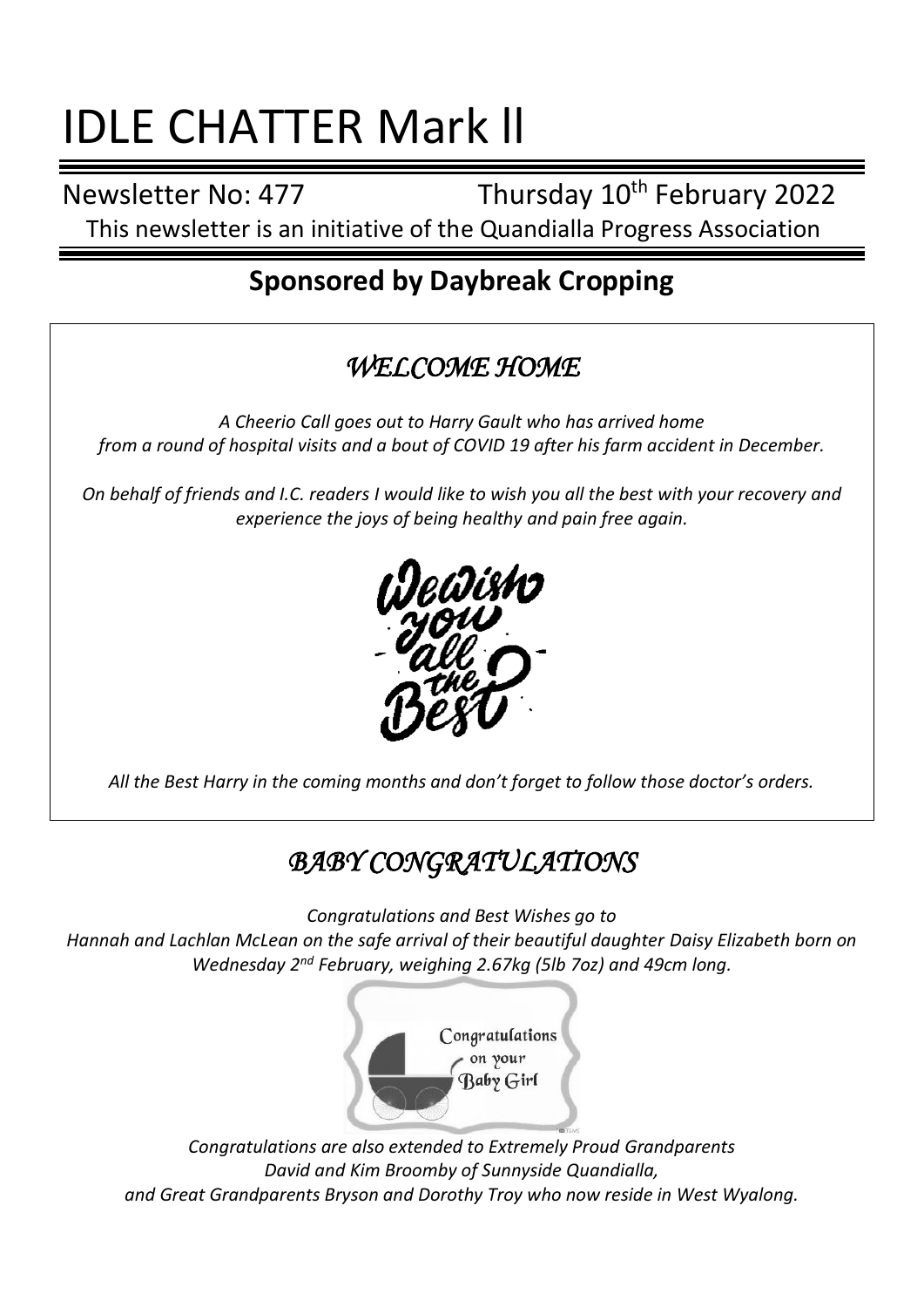# IDLE CHATTER Mark ll

Newsletter No: 477 Thursday 10th February 2022

This newsletter is an initiative of the Quandialla Progress Association

## Sponsored by Daybreak Cropping

### *WELCOME HOME*

*A Cheerio Call goes out to Harry Gault who has arrived home from a round of hospital visits and a bout of COVID 19 after his farm accident in December.*

*On behalf of friends and I.C. readers I would like to wish you all the best with your recovery and experience the joys of being healthy and pain free again.*

*All the Best Harry in the coming months and don't forget to follow those doctor's orders.*

### *BABY CONGRATULATIONS*

*Congratulations and Best Wishes go to Hannah and Lachlan McLean on the safe arrival of their beautiful daughter Daisy Elizabeth born on Wednesday 2nd February, weighing 2.67kg (5lb 7oz) and 49cm long.*

*Congratulations are also extended to Extremely Proud Grandparents David and Kim Broomby of Sunnyside Quandialla, and Great Grandparents Bryson and Dorothy Troy who now reside in West Wyalong.*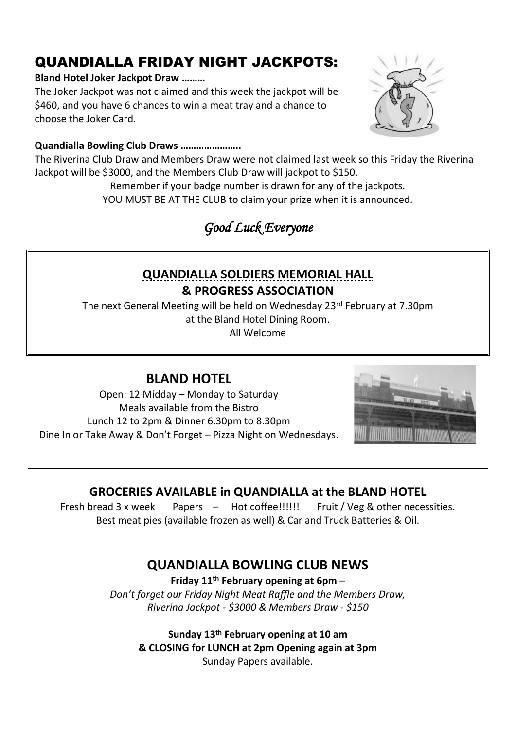# QUANDIALLA FRIDAY NIGHT JACKPOTS:

**Bland Hotel Joker Jackpot Draw ………**

The Joker Jackpot was not claimed and this week the jackpot will be $460, and you have 6 chances to win a meat tray and a chance to choose the Joker Card.

**Quandialla Bowling Club Draws …………………..**

The Riverina Club Draw and Members Draw were not claimed last week so this Friday the Riverina Jackpot will be $3000, and the Members Club Draw will jackpot to $150.

Remember if your badge number is drawn for any of the jackpots.
YOU MUST BE AT THE CLUB to claim your prize when it is announced.

*Good Luck Everyone*

## QUANDIALLA SOLDIERS MEMORIAL HALL & PROGRESS ASSOCIATION

The next General Meeting will be held on Wednesday 23rd February at 7.30pm
at the Bland Hotel Dining Room.
All Welcome

## BLAND HOTEL

Open: 12 Midday – Monday to Saturday
Meals available from the Bistro
Lunch 12 to 2pm & Dinner 6.30pm to 8.30pm
Dine In or Take Away & Don't Forget – Pizza Night on Wednesdays.

## GROCERIES AVAILABLE in QUANDIALLA at the BLAND HOTEL

Fresh bread 3 x week  Papers – Hot coffee!!!!!!  Fruit / Veg & other necessities.
Best meat pies (available frozen as well) & Car and Truck Batteries & Oil.

## QUANDIALLA BOWLING CLUB NEWS

**Friday 11th February opening at 6pm** –
*Don't forget our Friday Night Meat Raffle and the Members Draw,
Riverina Jackpot - $3000 & Members Draw - $150*

**Sunday 13th February opening at 10 am**
**& CLOSING for LUNCH at 2pm Opening again at 3pm**
Sunday Papers available.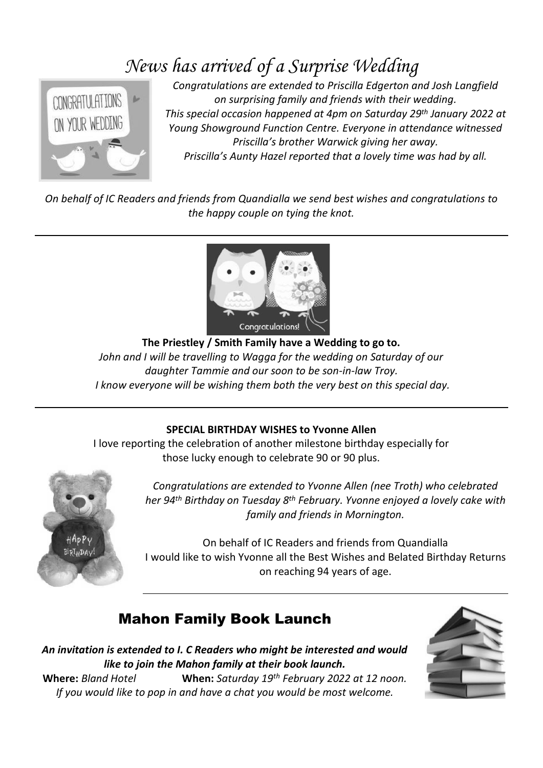# *News has arrived of a Surprise Wedding*

*Congratulations are extended to Priscilla Edgerton and Josh Langfield on surprising family and friends with their wedding. This special occasion happened at 4pm on Saturday 29th January 2022 at Young Showground Function Centre. Everyone in attendance witnessed Priscilla's brother Warwick giving her away. Priscilla's Aunty Hazel reported that a lovely time was had by all.*

*On behalf of IC Readers and friends from Quandialla we send best wishes and congratulations to the happy couple on tying the knot.*

---

**The Priestley / Smith Family have a Wedding to go to.**

*John and I will be travelling to Wagga for the wedding on Saturday of our daughter Tammie and our soon to be son-in-law Troy. I know everyone will be wishing them both the very best on this special day.*

---

**SPECIAL BIRTHDAY WISHES to Yvonne Allen**

I love reporting the celebration of another milestone birthday especially for those lucky enough to celebrate 90 or 90 plus.

*Congratulations are extended to Yvonne Allen (nee Troth) who celebrated her 94th Birthday on Tuesday 8th February. Yvonne enjoyed a lovely cake with family and friends in Mornington.*

On behalf of IC Readers and friends from Quandialla I would like to wish Yvonne all the Best Wishes and Belated Birthday Returns on reaching 94 years of age.

---

## Mahon Family Book Launch

***An invitation is extended to I. C Readers who might be interested and would like to join the Mahon family at their book launch.***

**Where:** *Bland Hotel* **When:** *Saturday 19th February 2022 at 12 noon.*

*If you would like to pop in and have a chat you would be most welcome.*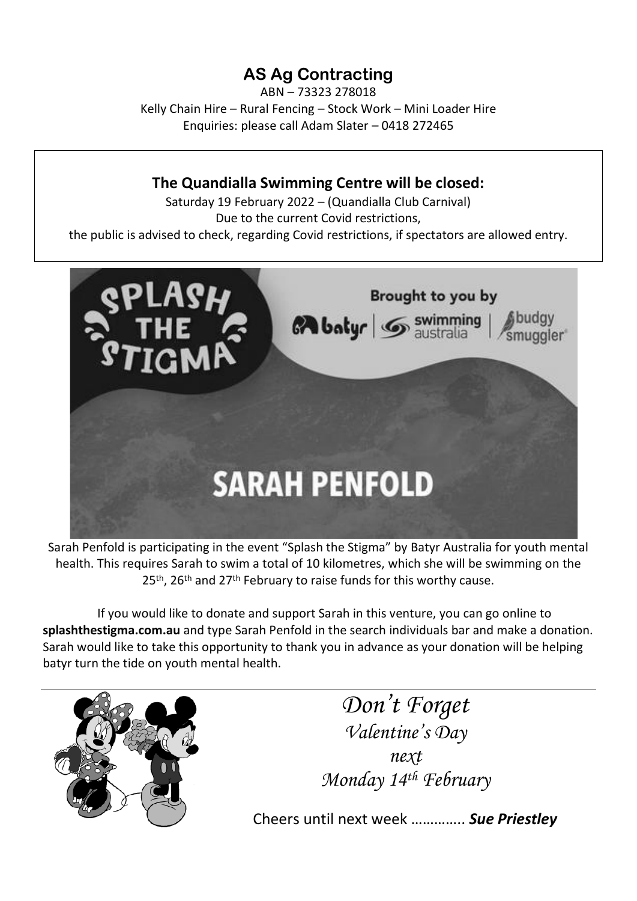## AS Ag Contracting

ABN – 73323 278018

Kelly Chain Hire – Rural Fencing – Stock Work – Mini Loader Hire

Enquiries: please call Adam Slater – 0418 272465

### The Quandialla Swimming Centre will be closed:

Saturday 19 February 2022 – (Quandialla Club Carnival)

Due to the current Covid restrictions,

the public is advised to check, regarding Covid restrictions, if spectators are allowed entry.

SPLASH THE STIGMA

Brought to you by batyr | swimming australia | budgy smuggler

SARAH PENFOLD

Sarah Penfold is participating in the event "Splash the Stigma" by Batyr Australia for youth mental health. This requires Sarah to swim a total of 10 kilometres, which she will be swimming on the 25th, 26th and 27th February to raise funds for this worthy cause.

If you would like to donate and support Sarah in this venture, you can go online to **splashthestigma.com.au** and type Sarah Penfold in the search individuals bar and make a donation. Sarah would like to take this opportunity to thank you in advance as your donation will be helping batyr turn the tide on youth mental health.

*Don't Forget*
*Valentine's Day*
*next*
*Monday 14th February*

Cheers until next week ………….. ***Sue Priestley***